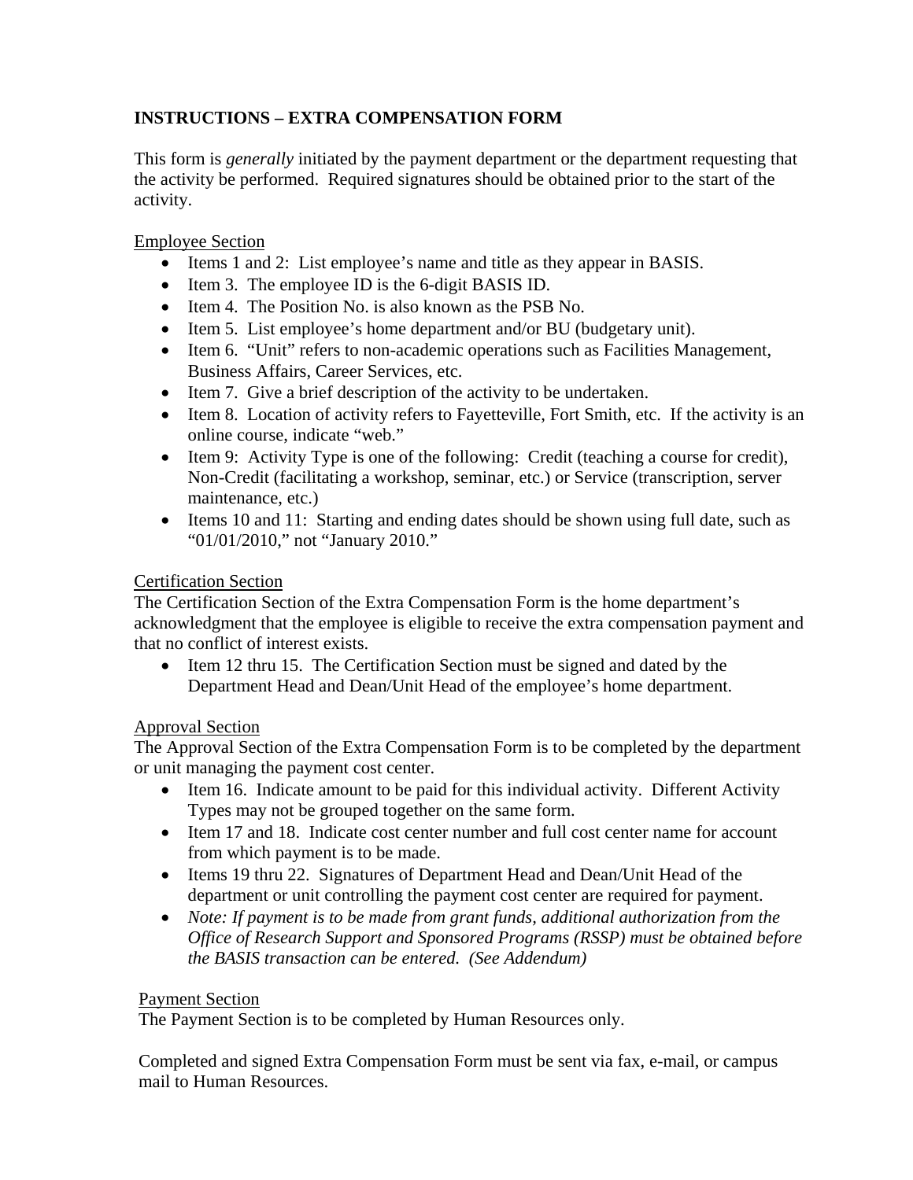## INSTRUCTIONS – EXTRA COMPENSATION FORM

This form is *generally* initiated by the payment department or the department requesting that the activity be performed. Required signatures should be obtained prior to the start of the activity.

Employee Section

- Items 1 and 2: List employee's name and title as they appear in BASIS.
- Item 3. The employee ID is the 6-digit BASIS ID.
- Item 4. The Position No. is also known as the PSB No.
- Item 5. List employee's home department and/or BU (budgetary unit).
- Item 6. "Unit" refers to non-academic operations such as Facilities Management, Business Affairs, Career Services, etc.
- Item 7. Give a brief description of the activity to be undertaken.
- Item 8. Location of activity refers to Fayetteville, Fort Smith, etc. If the activity is an online course, indicate "web."
- Item 9: Activity Type is one of the following: Credit (teaching a course for credit), Non-Credit (facilitating a workshop, seminar, etc.) or Service (transcription, server maintenance, etc.)
- Items 10 and 11: Starting and ending dates should be shown using full date, such as "01/01/2010," not "January 2010."

Certification Section

The Certification Section of the Extra Compensation Form is the home department's acknowledgment that the employee is eligible to receive the extra compensation payment and that no conflict of interest exists.

- Item 12 thru 15. The Certification Section must be signed and dated by the Department Head and Dean/Unit Head of the employee's home department.

Approval Section

The Approval Section of the Extra Compensation Form is to be completed by the department or unit managing the payment cost center.

- Item 16. Indicate amount to be paid for this individual activity. Different Activity Types may not be grouped together on the same form.
- Item 17 and 18. Indicate cost center number and full cost center name for account from which payment is to be made.
- Items 19 thru 22. Signatures of Department Head and Dean/Unit Head of the department or unit controlling the payment cost center are required for payment.
- *Note: If payment is to be made from grant funds, additional authorization from the Office of Research Support and Sponsored Programs (RSSP) must be obtained before the BASIS transaction can be entered. (See Addendum)*

Payment Section

The Payment Section is to be completed by Human Resources only.

Completed and signed Extra Compensation Form must be sent via fax, e-mail, or campus mail to Human Resources.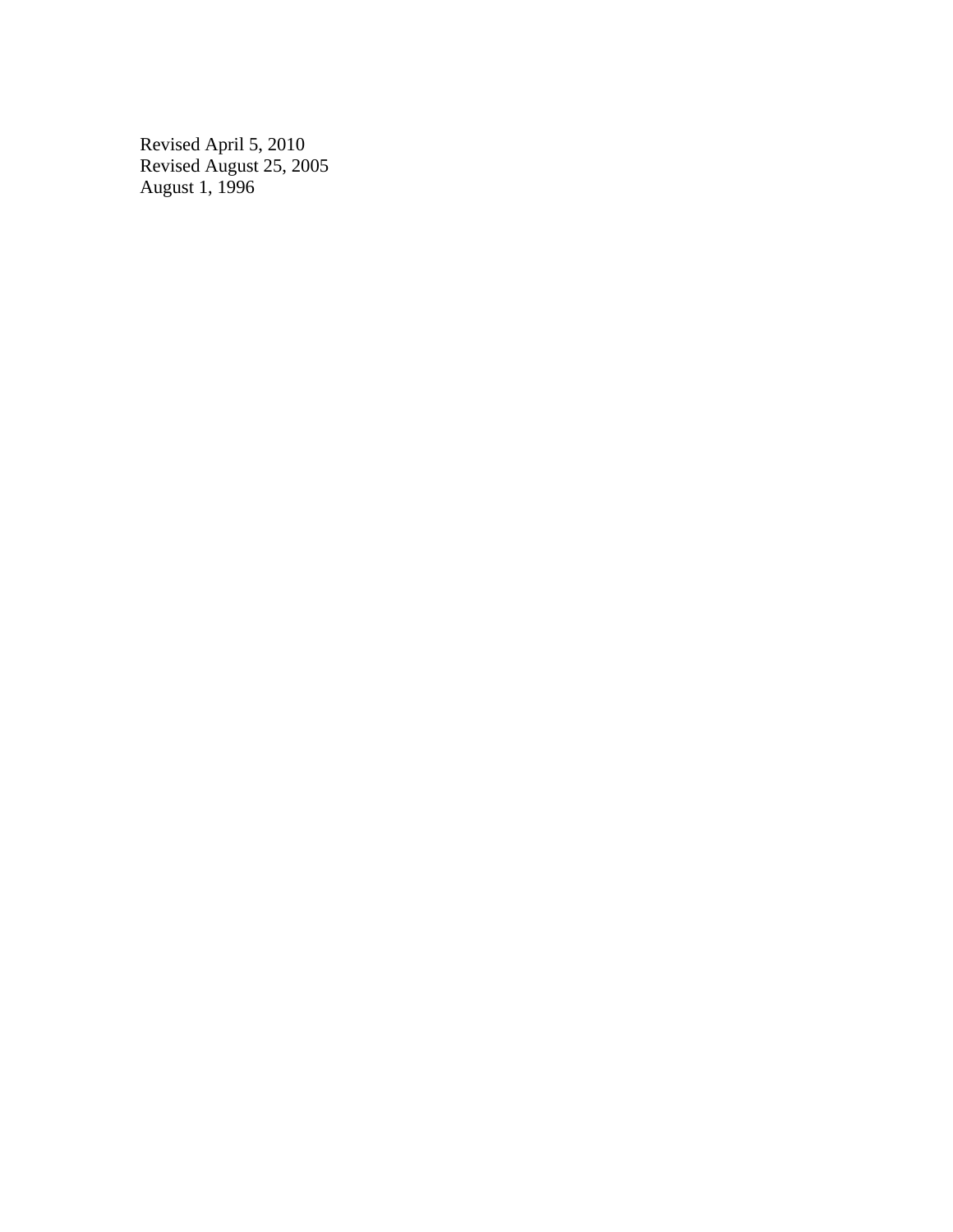Revised April 5, 2010
Revised August 25, 2005
August 1, 1996